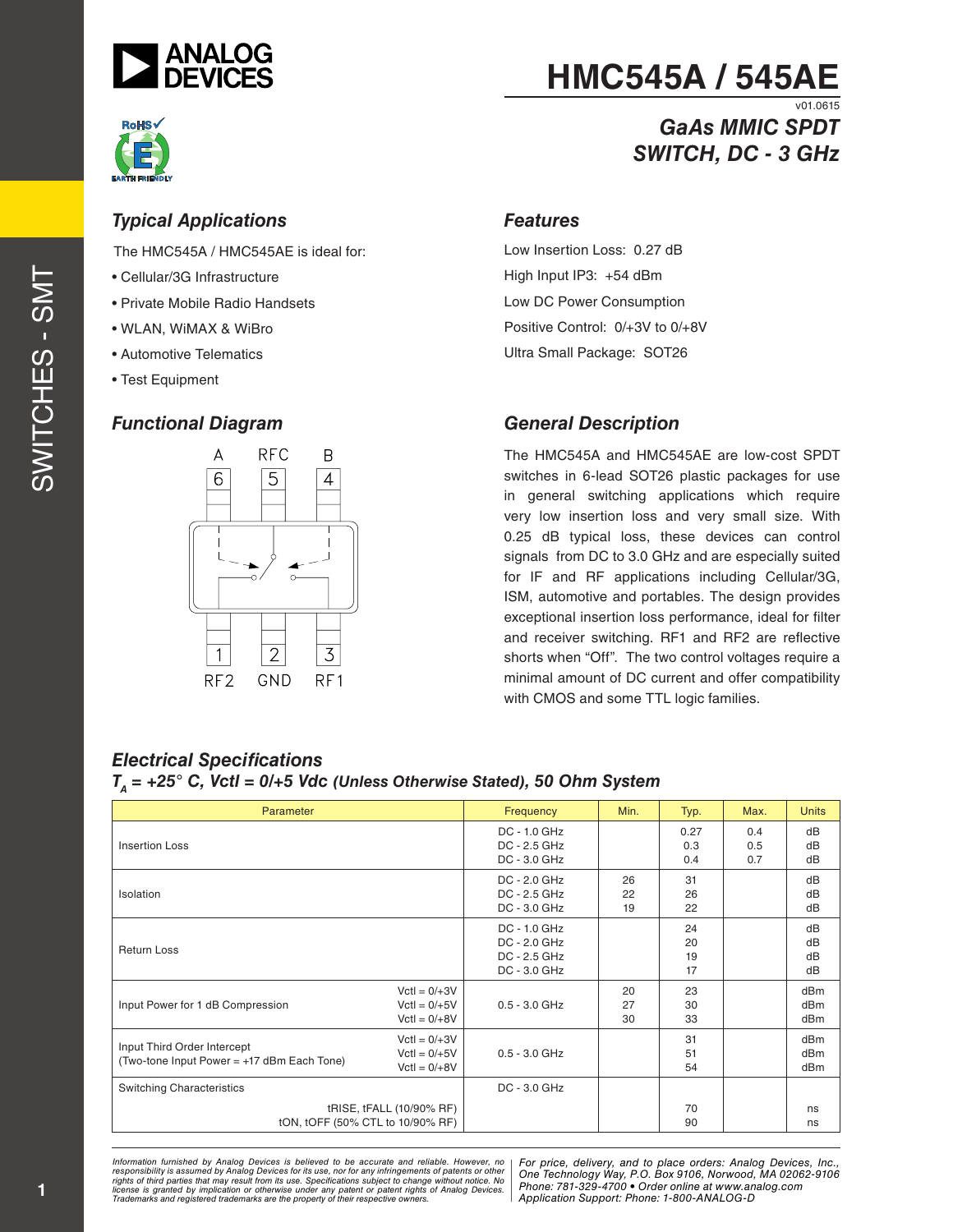# HMC545A / 545AE

v01.0615

## GaAs MMIC SPDT SWITCH, DC - 3 GHz

### Typical Applications

The HMC545A / HMC545AE is ideal for:

- Cellular/3G Infrastructure
- Private Mobile Radio Handsets
- WLAN, WiMAX & WiBro
- Automotive Telematics
- Test Equipment

### Features

Low Insertion Loss: 0.27 dB

High Input IP3: +54 dBm

Low DC Power Consumption

Positive Control: 0/+3V to 0/+8V

Ultra Small Package: SOT26

### Functional Diagram

A 6 | RFC 5 | B 4

1 RF2 | 2 GND | 3 RF1

### General Description

The HMC545A and HMC545AE are low-cost SPDT switches in 6-lead SOT26 plastic packages for use in general switching applications which require very low insertion loss and very small size. With 0.25 dB typical loss, these devices can control signals from DC to 3.0 GHz and are especially suited for IF and RF applications including Cellular/3G, ISM, automotive and portables. The design provides exceptional insertion loss performance, ideal for filter and receiver switching. RF1 and RF2 are reflective shorts when “Off”. The two control voltages require a minimal amount of DC current and offer compatibility with CMOS and some TTL logic families.

### Electrical Specifications

**$T_A$ = +25° C, Vctl = 0/+5 Vdc (Unless Otherwise Stated), 50 Ohm System**

| Parameter | | Frequency | Min. | Typ. | Max. | Units |
|---|---|---|---|---|---|---|
| Insertion Loss | | DC - 1.0 GHz<br>DC - 2.5 GHz<br>DC - 3.0 GHz | | 0.27<br>0.3<br>0.4 | 0.4<br>0.5<br>0.7 | dB<br>dB<br>dB |
| Isolation | | DC - 2.0 GHz<br>DC - 2.5 GHz<br>DC - 3.0 GHz | 26<br>22<br>19 | 31<br>26<br>22 | | dB<br>dB<br>dB |
| Return Loss | | DC - 1.0 GHz<br>DC - 2.0 GHz<br>DC - 2.5 GHz<br>DC - 3.0 GHz | | 24<br>20<br>19<br>17 | | dB<br>dB<br>dB<br>dB |
| Input Power for 1 dB Compression | Vctl = 0/+3V<br>Vctl = 0/+5V<br>Vctl = 0/+8V | 0.5 - 3.0 GHz | 20<br>27<br>30 | 23<br>30<br>33 | | dBm<br>dBm<br>dBm |
| Input Third Order Intercept<br>(Two-tone Input Power = +17 dBm Each Tone) | Vctl = 0/+3V<br>Vctl = 0/+5V<br>Vctl = 0/+8V | 0.5 - 3.0 GHz | | 31<br>51<br>54 | | dBm<br>dBm<br>dBm |
| Switching Characteristics | tRISE, tFALL (10/90% RF)<br>tON, tOFF (50% CTL to 10/90% RF) | DC - 3.0 GHz | | 70<br>90 | | ns<br>ns |

*Information furnished by Analog Devices is believed to be accurate and reliable. However, no responsibility is assumed by Analog Devices for its use, nor for any infringements of patents or other rights of third parties that may result from its use. Specifications subject to change without notice. No license is granted by implication or otherwise under any patent or patent rights of Analog Devices. Trademarks and registered trademarks are the property of their respective owners.*

*For price, delivery, and to place orders: Analog Devices, Inc., One Technology Way, P.O. Box 9106, Norwood, MA 02062-9106 Phone: 781-329-4700 • Order online at www.analog.com Application Support: Phone: 1-800-ANALOG-D*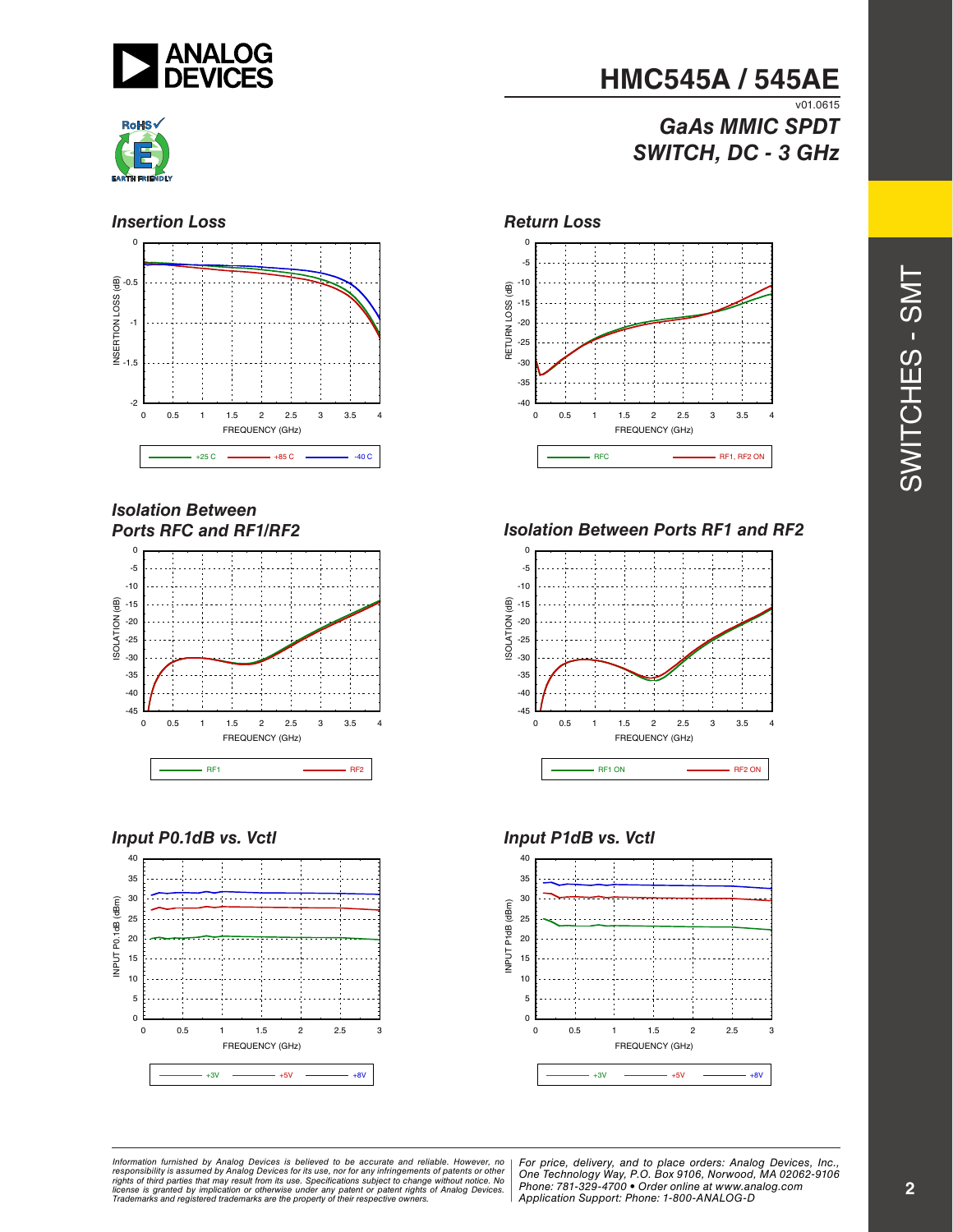## Insertion Loss

INSERTION LOSS (dB) vs FREQUENCY (GHz)

+25 C, +85 C, -40 C

## Return Loss

RETURN LOSS (dB) vs FREQUENCY (GHz)

RFC, RF1, RF2 ON

## Isolation Between Ports RFC and RF1/RF2

ISOLATION (dB) vs FREQUENCY (GHz)

RF1, RF2

## Isolation Between Ports RF1 and RF2

ISOLATION (dB) vs FREQUENCY (GHz)

RF1 ON, RF2 ON

## Input P0.1dB vs. Vctl

INPUT P0.1dB (dBm) vs FREQUENCY (GHz)

+3V, +5V, +8V

## Input P1dB vs. Vctl

INPUT P1dB (dBm) vs FREQUENCY (GHz)

+3V, +5V, +8V

*Information furnished by Analog Devices is believed to be accurate and reliable. However, no responsibility is assumed by Analog Devices for its use, nor for any infringements of patents or other rights of third parties that may result from its use. Specifications subject to change without notice. No license is granted by implication or otherwise under any patent or patent rights of Analog Devices. Trademarks and registered trademarks are the property of their respective owners.*

*For price, delivery, and to place orders: Analog Devices, Inc., One Technology Way, P.O. Box 9106, Norwood, MA 02062-9106 Phone: 781-329-4700 • Order online at www.analog.com Application Support: Phone: 1-800-ANALOG-D*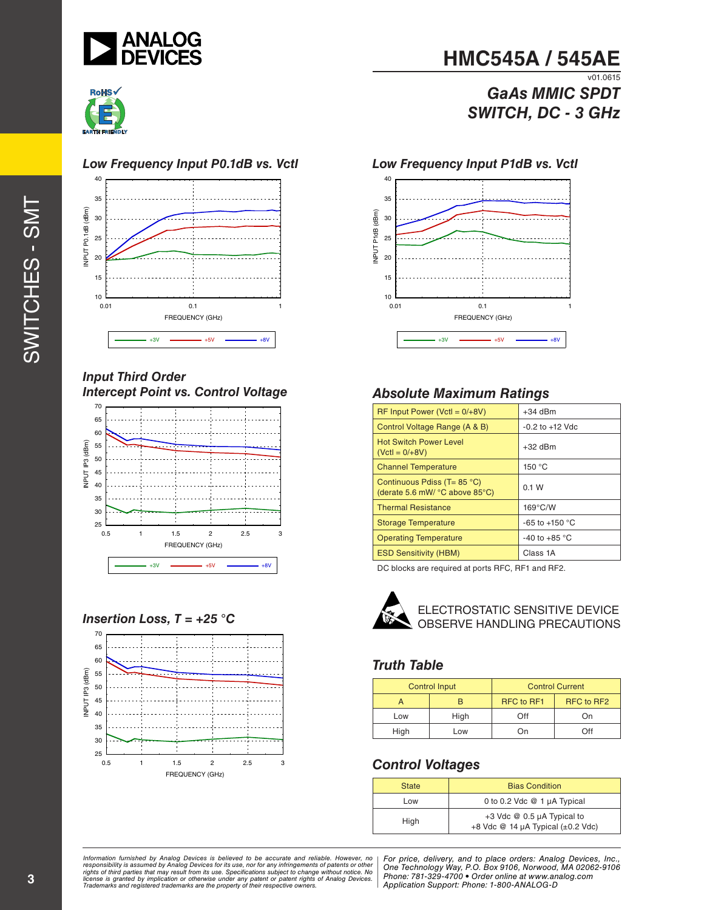# HMC545A / 545AE

v01.0615

## GaAs MMIC SPDT SWITCH, DC - 3 GHz

### Low Frequency Input P0.1dB vs. Vctl

### Low Frequency Input P1dB vs. Vctl

### Input Third Order Intercept Point vs. Control Voltage

### Insertion Loss, T = +25 °C

### Absolute Maximum Ratings

| | |
|---|---|
| RF Input Power (Vctl = 0/+8V) | +34 dBm |
| Control Voltage Range (A & B) | -0.2 to +12 Vdc |
| Hot Switch Power Level (Vctl = 0/+8V) | +32 dBm |
| Channel Temperature | 150 °C |
| Continuous Pdiss (T= 85 °C) (derate 5.6 mW/ °C above 85°C) | 0.1 W |
| Thermal Resistance | 169°C/W |
| Storage Temperature | -65 to +150 °C |
| Operating Temperature | -40 to +85 °C |
| ESD Sensitivity (HBM) | Class 1A |

DC blocks are required at ports RFC, RF1 and RF2.

ELECTROSTATIC SENSITIVE DEVICE
OBSERVE HANDLING PRECAUTIONS

### Truth Table

| Control Input | | Control Current | |
|---|---|---|---|
| A | B | RFC to RF1 | RFC to RF2 |
| Low | High | Off | On |
| High | Low | On | Off |

### Control Voltages

| State | Bias Condition |
|---|---|
| Low | 0 to 0.2 Vdc @ 1 µA Typical |
| High | +3 Vdc @ 0.5 µA Typical to +8 Vdc @ 14 µA Typical (±0.2 Vdc) |

*Information furnished by Analog Devices is believed to be accurate and reliable. However, no responsibility is assumed by Analog Devices for its use, nor for any infringements of patents or other rights of third parties that may result from its use. Specifications subject to change without notice. No license is granted by implication or otherwise under any patent or patent rights of Analog Devices. Trademarks and registered trademarks are the property of their respective owners.*

*For price, delivery, and to place orders: Analog Devices, Inc., One Technology Way, P.O. Box 9106, Norwood, MA 02062-9106 Phone: 781-329-4700 • Order online at www.analog.com Application Support: Phone: 1-800-ANALOG-D*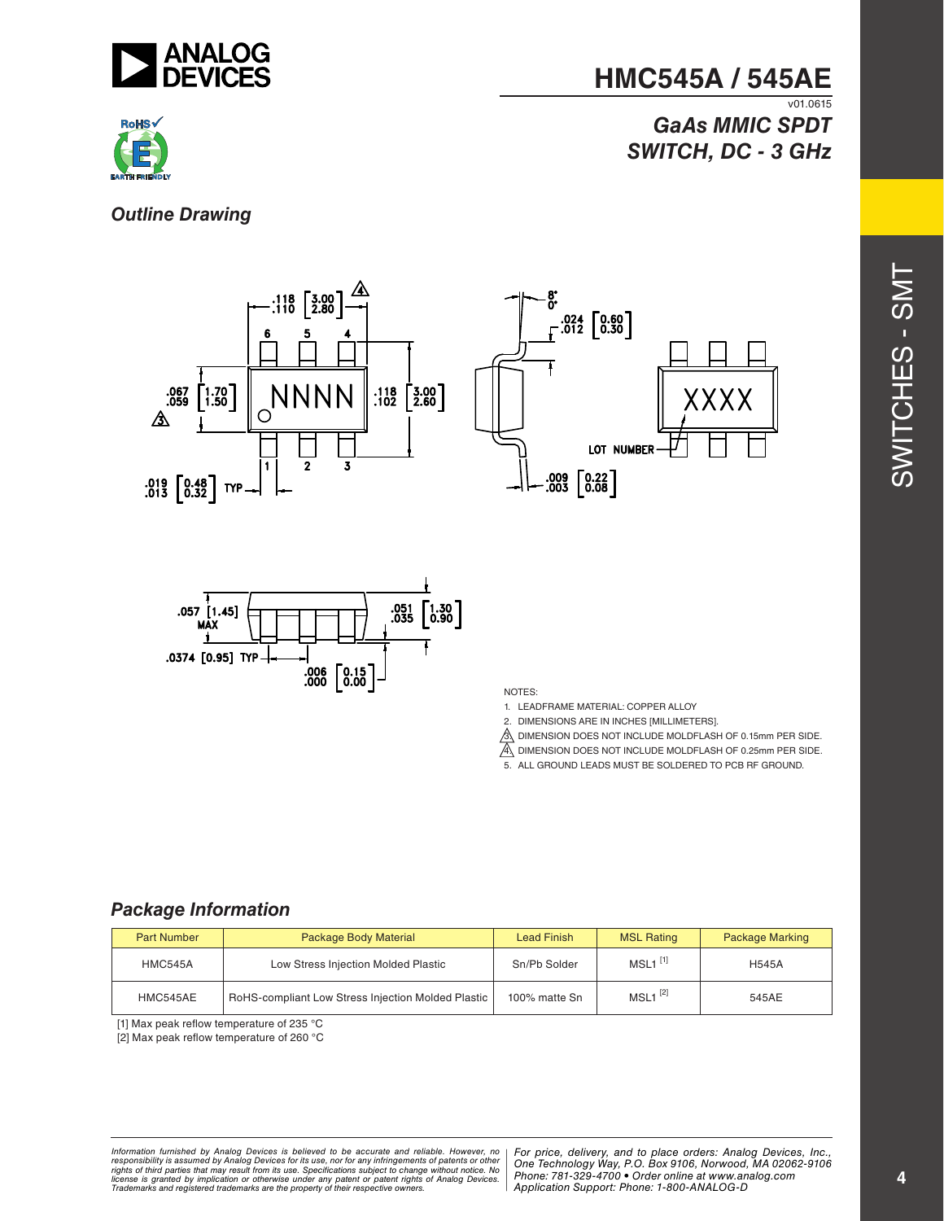## Outline Drawing

NOTES:
1. LEADFRAME MATERIAL: COPPER ALLOY
2. DIMENSIONS ARE IN INCHES [MILLIMETERS].
3. DIMENSION DOES NOT INCLUDE MOLDFLASH OF 0.15mm PER SIDE.
4. DIMENSION DOES NOT INCLUDE MOLDFLASH OF 0.25mm PER SIDE.
5. ALL GROUND LEADS MUST BE SOLDERED TO PCB RF GROUND.

## Package Information

| Part Number | Package Body Material | Lead Finish | MSL Rating | Package Marking |
|---|---|---|---|---|
| HMC545A | Low Stress Injection Molded Plastic | Sn/Pb Solder | MSL1 [1] | H545A |
| HMC545AE | RoHS-compliant Low Stress Injection Molded Plastic | 100% matte Sn | MSL1 [2] | 545AE |

[1] Max peak reflow temperature of 235 °C

[2] Max peak reflow temperature of 260 °C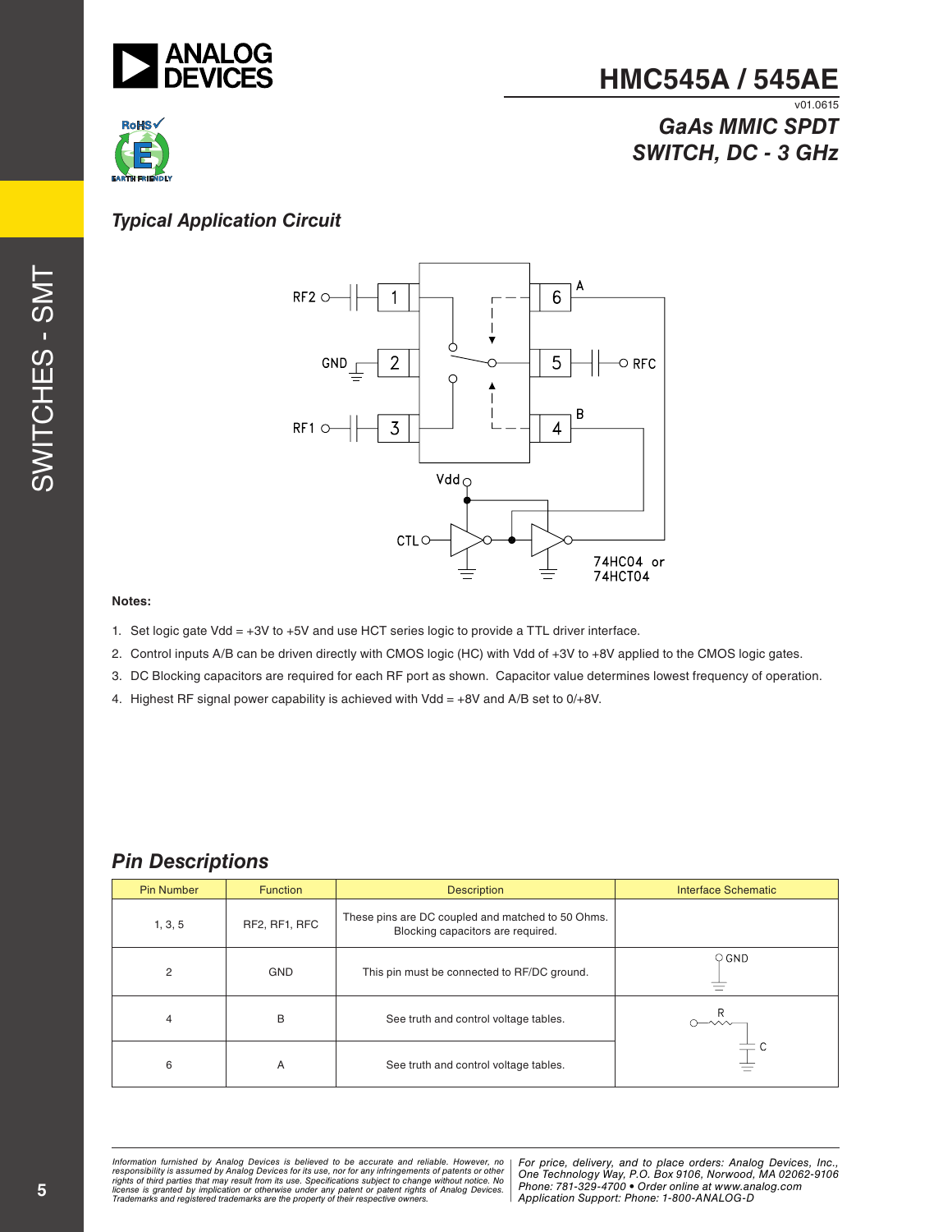## Typical Application Circuit

**Notes:**

1. Set logic gate Vdd = +3V to +5V and use HCT series logic to provide a TTL driver interface.
2. Control inputs A/B can be driven directly with CMOS logic (HC) with Vdd of +3V to +8V applied to the CMOS logic gates.
3. DC Blocking capacitors are required for each RF port as shown. Capacitor value determines lowest frequency of operation.
4. Highest RF signal power capability is achieved with Vdd = +8V and A/B set to 0/+8V.

## Pin Descriptions

| Pin Number | Function | Description | Interface Schematic |
|---|---|---|---|
| 1, 3, 5 | RF2, RF1, RFC | These pins are DC coupled and matched to 50 Ohms. Blocking capacitors are required. | |
| 2 | GND | This pin must be connected to RF/DC ground. | |
| 4 | B | See truth and control voltage tables. | |
| 6 | A | See truth and control voltage tables. | |

Information furnished by Analog Devices is believed to be accurate and reliable. However, no responsibility is assumed by Analog Devices for its use, nor for any infringements of patents or other rights of third parties that may result from its use. Specifications subject to change without notice. No license is granted by implication or otherwise under any patent or patent rights of Analog Devices. Trademarks and registered trademarks are the property of their respective owners.

*For price, delivery, and to place orders: Analog Devices, Inc., One Technology Way, P.O. Box 9106, Norwood, MA 02062-9106 Phone: 781-329-4700 • Order online at www.analog.com Application Support: Phone: 1-800-ANALOG-D*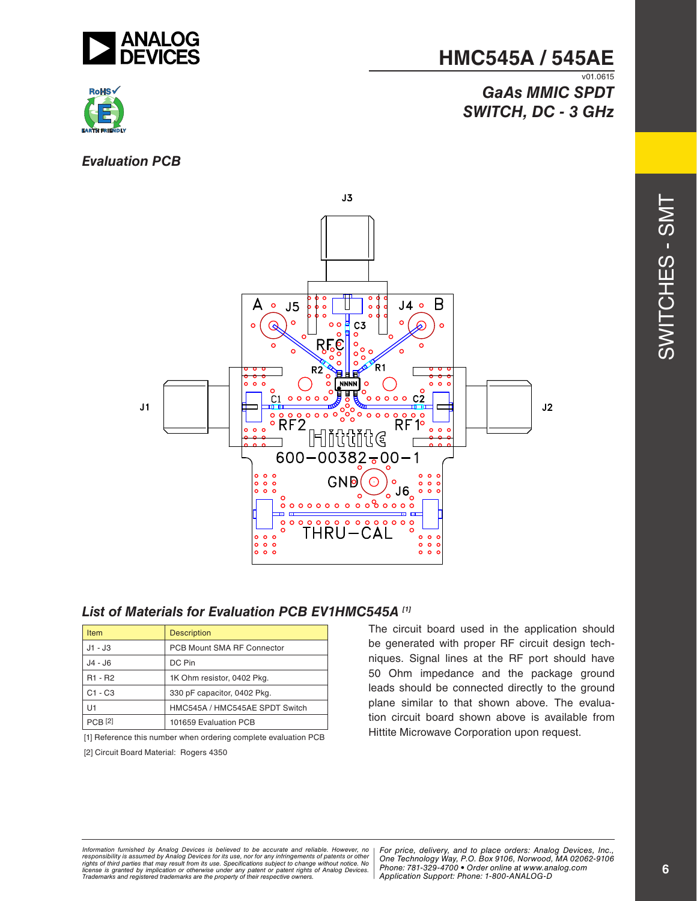## Evaluation PCB

J3

A J5 J4 B

C3

RFC

R2 R1

NNNN

C1 C2

J1 J2

RF2 RF1

Hittite

600-00382-00-1

GND J6

THRU-CAL

## List of Materials for Evaluation PCB EV1HMC545A [1]

| Item | Description |
|---|---|
| J1 - J3 | PCB Mount SMA RF Connector |
| J4 - J6 | DC Pin |
| R1 - R2 | 1K Ohm resistor, 0402 Pkg. |
| C1 - C3 | 330 pF capacitor, 0402 Pkg. |
| U1 | HMC545A / HMC545AE SPDT Switch |
| PCB [2] | 101659 Evaluation PCB |

[1] Reference this number when ordering complete evaluation PCB

[2] Circuit Board Material: Rogers 4350

The circuit board used in the application should be generated with proper RF circuit design techniques. Signal lines at the RF port should have 50 Ohm impedance and the package ground leads should be connected directly to the ground plane similar to that shown above. The evaluation circuit board shown above is available from Hittite Microwave Corporation upon request.